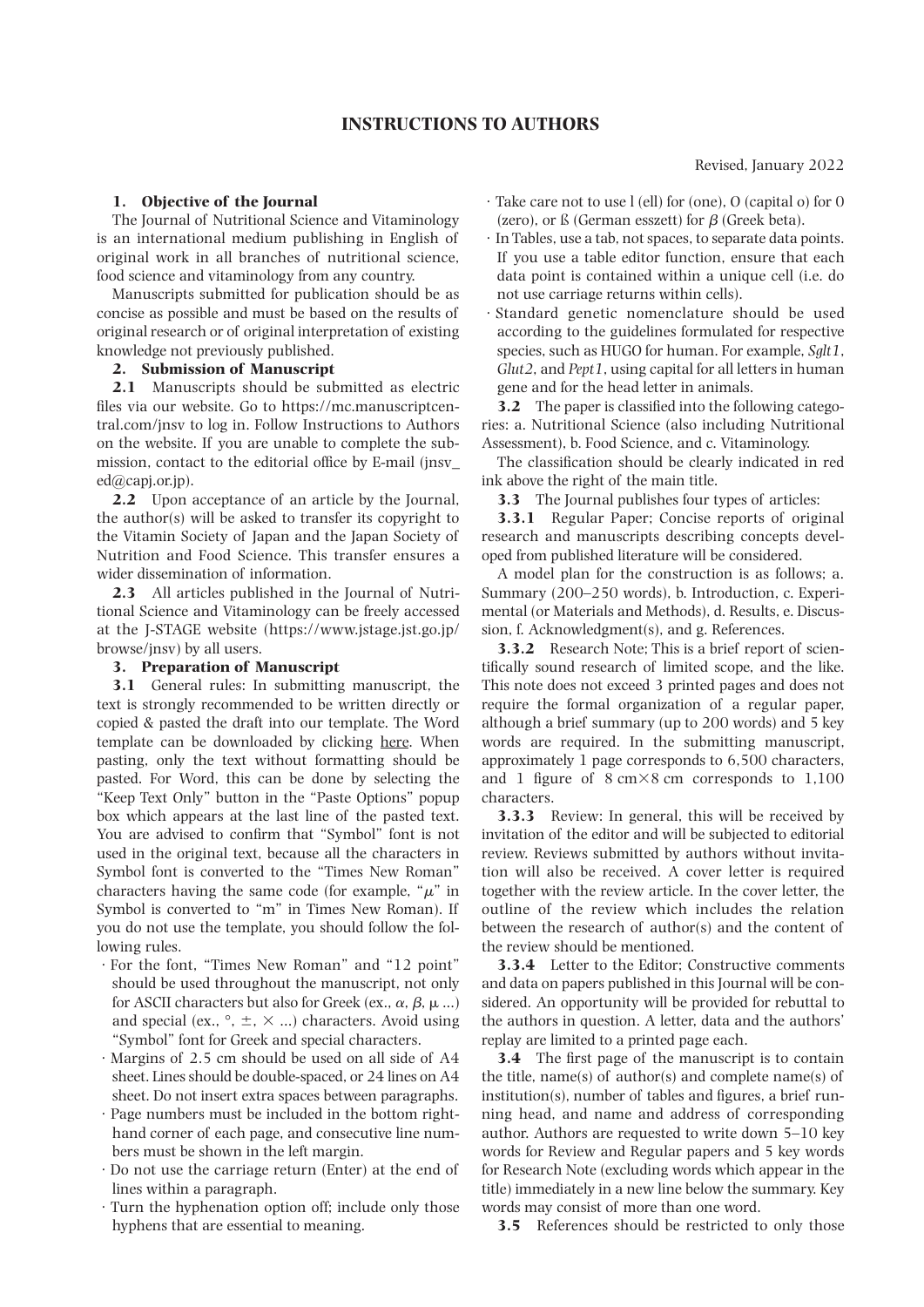# INSTRUCTIONS TO AUTHORS

Revised, January 2022

## 1. Objective of the Journal

The Journal of Nutritional Science and Vitaminology is an international medium publishing in English of original work in all branches of nutritional science, food science and vitaminology from any country.

Manuscripts submitted for publication should be as concise as possible and must be based on the results of original research or of original interpretation of existing knowledge not previously published.

## 2. Submission of Manuscript

**2.1** Manuscripts should be submitted as electric files via our website. Go to https://mc.manuscriptcentral.com/jnsv to log in. Follow Instructions to Authors on the website. If you are unable to complete the submission, contact to the editorial office by E-mail (jnsv_ed@capj.or.jp).

**2.2** Upon acceptance of an article by the Journal, the author(s) will be asked to transfer its copyright to the Vitamin Society of Japan and the Japan Society of Nutrition and Food Science. This transfer ensures a wider dissemination of information.

**2.3** All articles published in the Journal of Nutritional Science and Vitaminology can be freely accessed at the J-STAGE website (https://www.jstage.jst.go.jp/browse/jnsv) by all users.

## 3. Preparation of Manuscript

**3.1** General rules: In submitting manuscript, the text is strongly recommended to be written directly or copied & pasted the draft into our template. The Word template can be downloaded by clicking here. When pasting, only the text without formatting should be pasted. For Word, this can be done by selecting the "Keep Text Only" button in the "Paste Options" popup box which appears at the last line of the pasted text. You are advised to confirm that "Symbol" font is not used in the original text, because all the characters in Symbol font is converted to the "Times New Roman" characters having the same code (for example, "$\mu$" in Symbol is converted to "m" in Times New Roman). If you do not use the template, you should follow the following rules.

- For the font, "Times New Roman" and "12 point" should be used throughout the manuscript, not only for ASCII characters but also for Greek (ex., $\alpha$, $\beta$, μ ...) and special (ex., °, ±, × ...) characters. Avoid using "Symbol" font for Greek and special characters.
- Margins of 2.5 cm should be used on all side of A4 sheet. Lines should be double-spaced, or 24 lines on A4 sheet. Do not insert extra spaces between paragraphs.
- Page numbers must be included in the bottom right-hand corner of each page, and consecutive line numbers must be shown in the left margin.
- Do not use the carriage return (Enter) at the end of lines within a paragraph.
- Turn the hyphenation option off; include only those hyphens that are essential to meaning.
- Take care not to use l (ell) for (one), O (capital o) for 0 (zero), or ß (German esszett) for $\beta$ (Greek beta).
- In Tables, use a tab, not spaces, to separate data points. If you use a table editor function, ensure that each data point is contained within a unique cell (i.e. do not use carriage returns within cells).
- Standard genetic nomenclature should be used according to the guidelines formulated for respective species, such as HUGO for human. For example, *Sglt1*, *Glut2*, and *Pept1*, using capital for all letters in human gene and for the head letter in animals.

**3.2** The paper is classified into the following categories: a. Nutritional Science (also including Nutritional Assessment), b. Food Science, and c. Vitaminology.

The classification should be clearly indicated in red ink above the right of the main title.

**3.3** The Journal publishes four types of articles:

**3.3.1** Regular Paper; Concise reports of original research and manuscripts describing concepts developed from published literature will be considered.

A model plan for the construction is as follows; a. Summary (200–250 words), b. Introduction, c. Experimental (or Materials and Methods), d. Results, e. Discussion, f. Acknowledgment(s), and g. References.

**3.3.2** Research Note; This is a brief report of scientifically sound research of limited scope, and the like. This note does not exceed 3 printed pages and does not require the formal organization of a regular paper, although a brief summary (up to 200 words) and 5 key words are required. In the submitting manuscript, approximately 1 page corresponds to 6,500 characters, and 1 figure of 8 cm×8 cm corresponds to 1,100 characters.

**3.3.3** Review: In general, this will be received by invitation of the editor and will be subjected to editorial review. Reviews submitted by authors without invitation will also be received. A cover letter is required together with the review article. In the cover letter, the outline of the review which includes the relation between the research of author(s) and the content of the review should be mentioned.

**3.3.4** Letter to the Editor; Constructive comments and data on papers published in this Journal will be considered. An opportunity will be provided for rebuttal to the authors in question. A letter, data and the authors' replay are limited to a printed page each.

**3.4** The first page of the manuscript is to contain the title, name(s) of author(s) and complete name(s) of institution(s), number of tables and figures, a brief running head, and name and address of corresponding author. Authors are requested to write down 5–10 key words for Review and Regular papers and 5 key words for Research Note (excluding words which appear in the title) immediately in a new line below the summary. Key words may consist of more than one word.

**3.5** References should be restricted to only those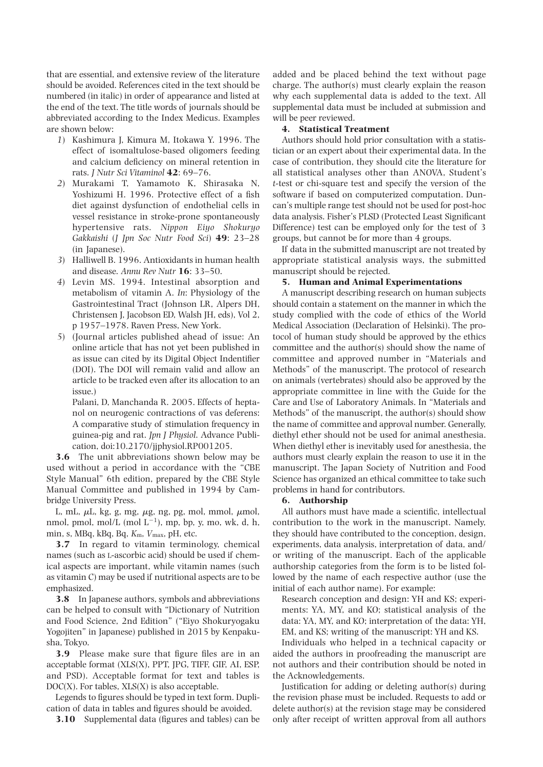that are essential, and extensive review of the literature should be avoided. References cited in the text should be numbered (in italic) in order of appearance and listed at the end of the text. The title words of journals should be abbreviated according to the Index Medicus. Examples are shown below:

*1*) Kashimura J, Kimura M, Itokawa Y. 1996. The effect of isomaltulose-based oligomers feeding and calcium deficiency on mineral retention in rats. *J Nutr Sci Vitaminol* **42**: 69–76.

*2*) Murakami T, Yamamoto K, Shirasaka N, Yoshizumi H. 1996. Protective effect of a fish diet against dysfunction of endothelial cells in vessel resistance in stroke-prone spontaneously hypertensive rats. *Nippon Eiyo Shokuryo Gakkaishi* (*J Jpn Soc Nutr Food Sci*) **49**: 23–28 (in Japanese).

*3*) Halliwell B. 1996. Antioxidants in human health and disease. *Annu Rev Nutr* **16**: 33–50.

*4*) Levin MS. 1994. Intestinal absorption and metabolism of vitamin A. *In*: Physiology of the Gastrointestinal Tract (Johnson LR, Alpers DH, Christensen J, Jacobson ED, Walsh JH, eds), Vol 2, p 1957–1978. Raven Press, New York.

5) (Journal articles published ahead of issue: An online article that has not yet been published in as issue can cited by its Digital Object Indentifier (DOI). The DOI will remain valid and allow an article to be tracked even after its allocation to an issue.)

Palani, D, Manchanda R. 2005. Effects of heptanol on neurogenic contractions of vas deferens: A comparative study of stimulation frequency in guinea-pig and rat. *Jpn J Physiol*. Advance Publication, doi:10.2170/jjphysiol.RP001205.

**3.6** The unit abbreviations shown below may be used without a period in accordance with the "CBE Style Manual" 6th edition, prepared by the CBE Style Manual Committee and published in 1994 by Cambridge University Press.

L, mL, μL, kg, g, mg, μg, ng, pg, mol, mmol, μmol, nmol, pmol, mol/L (mol $L^{-1}$), mp, bp, y, mo, wk, d, h, min, s, MBq, kBq, Bq, $K_m$, $V_{max}$, pH, etc.

**3.7** In regard to vitamin terminology, chemical names (such as L-ascorbic acid) should be used if chemical aspects are important, while vitamin names (such as vitamin C) may be used if nutritional aspects are to be emphasized.

**3.8** In Japanese authors, symbols and abbreviations can be helped to consult with "Dictionary of Nutrition and Food Science, 2nd Edition" ("Eiyo Shokuryogaku Yogojiten" in Japanese) published in 2015 by Kenpakusha, Tokyo.

**3.9** Please make sure that figure files are in an acceptable format (XLS(X), PPT, JPG, TIFF, GIF, AI, ESP, and PSD). Acceptable format for text and tables is DOC(X). For tables, XLS(X) is also acceptable.

Legends to figures should be typed in text form. Duplication of data in tables and figures should be avoided.

**3.10** Supplemental data (figures and tables) can be added and be placed behind the text without page charge. The author(s) must clearly explain the reason why each supplemental data is added to the text. All supplemental data must be included at submission and will be peer reviewed.

### 4. Statistical Treatment

Authors should hold prior consultation with a statistician or an expert about their experimental data. In the case of contribution, they should cite the literature for all statistical analyses other than ANOVA, Student's *t*-test or chi-square test and specify the version of the software if based on computerized computation. Duncan's multiple range test should not be used for post-hoc data analysis. Fisher's PLSD (Protected Least Significant Difference) test can be employed only for the test of 3 groups, but cannot be for more than 4 groups.

If data in the submitted manuscript are not treated by appropriate statistical analysis ways, the submitted manuscript should be rejected.

### 5. Human and Animal Experimentations

A manuscript describing research on human subjects should contain a statement on the manner in which the study complied with the code of ethics of the World Medical Association (Declaration of Helsinki). The protocol of human study should be approved by the ethics committee and the author(s) should show the name of committee and approved number in "Materials and Methods" of the manuscript. The protocol of research on animals (vertebrates) should also be approved by the appropriate committee in line with the Guide for the Care and Use of Laboratory Animals. In "Materials and Methods" of the manuscript, the author(s) should show the name of committee and approval number. Generally, diethyl ether should not be used for animal anesthesia. When diethyl ether is inevitably used for anesthesia, the authors must clearly explain the reason to use it in the manuscript. The Japan Society of Nutrition and Food Science has organized an ethical committee to take such problems in hand for contributors.

### 6. Authorship

All authors must have made a scientific, intellectual contribution to the work in the manuscript. Namely, they should have contributed to the conception, design, experiments, data analysis, interpretation of data, and/or writing of the manuscript. Each of the applicable authorship categories from the form is to be listed followed by the name of each respective author (use the initial of each author name). For example:

Research conception and design: YH and KS; experiments: YA, MY, and KO; statistical analysis of the data: YA, MY, and KO; interpretation of the data: YH, EM, and KS; writing of the manuscript: YH and KS.

Individuals who helped in a technical capacity or aided the authors in proofreading the manuscript are not authors and their contribution should be noted in the Acknowledgements.

Justification for adding or deleting author(s) during the revision phase must be included. Requests to add or delete author(s) at the revision stage may be considered only after receipt of written approval from all authors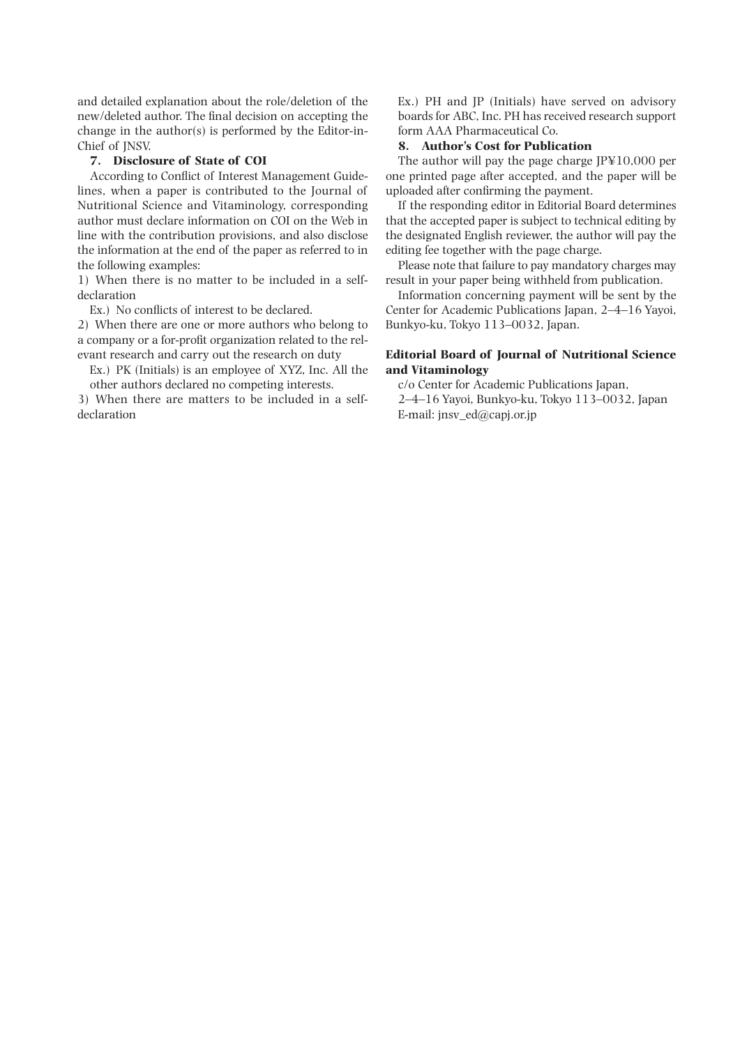and detailed explanation about the role/deletion of the new/deleted author. The final decision on accepting the change in the author(s) is performed by the Editor-in-Chief of JNSV.

### 7. Disclosure of State of COI

According to Conflict of Interest Management Guidelines, when a paper is contributed to the Journal of Nutritional Science and Vitaminology, corresponding author must declare information on COI on the Web in line with the contribution provisions, and also disclose the information at the end of the paper as referred to in the following examples:

1) When there is no matter to be included in a self-declaration

Ex.) No conflicts of interest to be declared.

2) When there are one or more authors who belong to a company or a for-profit organization related to the relevant research and carry out the research on duty

Ex.) PK (Initials) is an employee of XYZ, Inc. All the other authors declared no competing interests.

3) When there are matters to be included in a self-declaration

Ex.) PH and JP (Initials) have served on advisory boards for ABC, Inc. PH has received research support form AAA Pharmaceutical Co.

### 8. Author's Cost for Publication

The author will pay the page charge JP¥10,000 per one printed page after accepted, and the paper will be uploaded after confirming the payment.

If the responding editor in Editorial Board determines that the accepted paper is subject to technical editing by the designated English reviewer, the author will pay the editing fee together with the page charge.

Please note that failure to pay mandatory charges may result in your paper being withheld from publication.

Information concerning payment will be sent by the Center for Academic Publications Japan, 2–4–16 Yayoi, Bunkyo-ku, Tokyo 113–0032, Japan.

**Editorial Board of Journal of Nutritional Science and Vitaminology**

c/o Center for Academic Publications Japan,
2–4–16 Yayoi, Bunkyo-ku, Tokyo 113–0032, Japan
E-mail: jnsv_ed@capj.or.jp